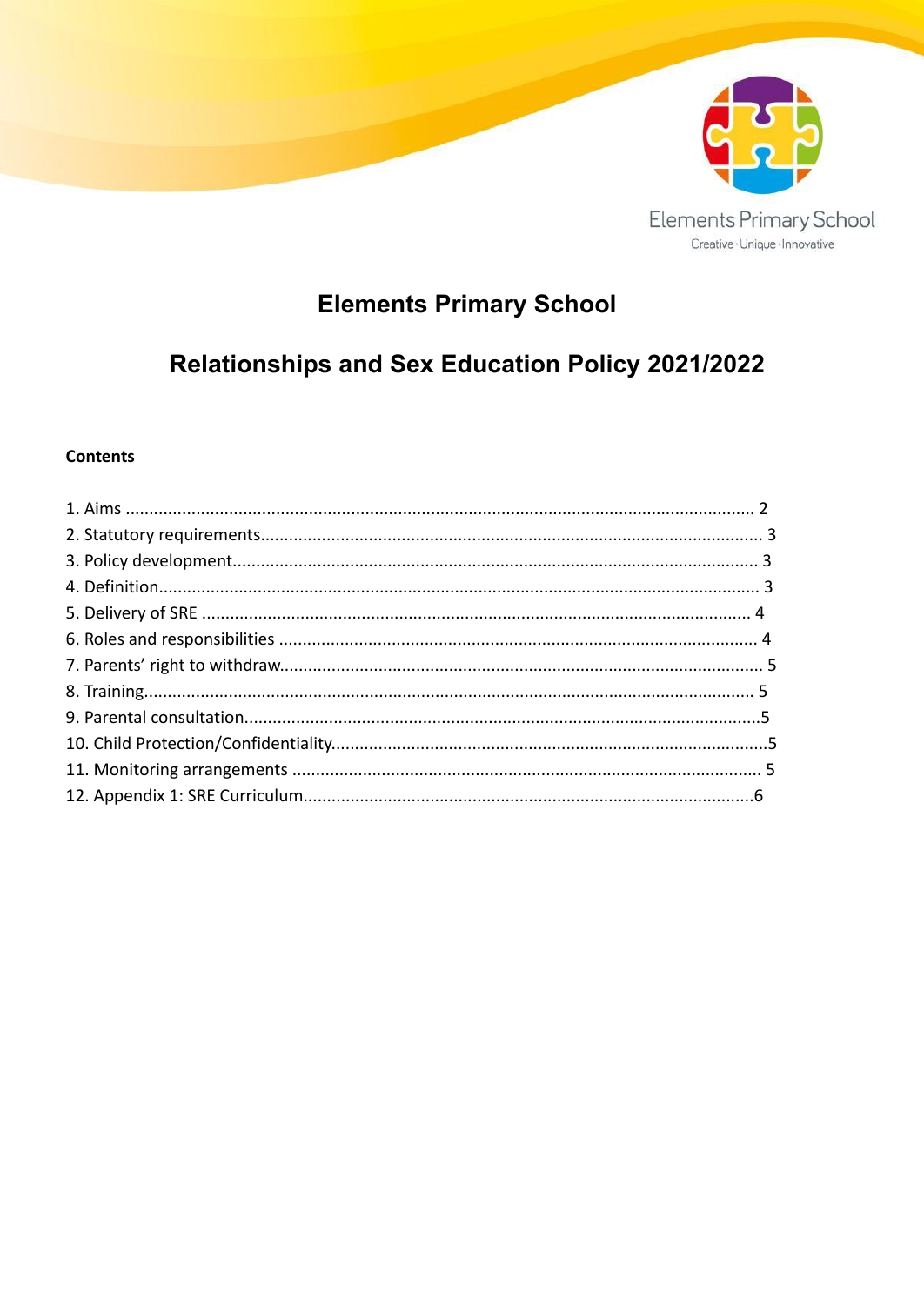Elements Primary School

Creative · Unique · Innovative

# Elements Primary School

## Relationships and Sex Education Policy 2021/2022

**Contents**

1. Aims ..................................................................................................................... 2
2. Statutory requirements.......................................................................................... 3
3. Policy development............................................................................................... 3
4. Definition............................................................................................................. 3
5. Delivery of SRE .................................................................................................... 4
6. Roles and responsibilities ...................................................................................... 4
7. Parents' right to withdraw...................................................................................... 5
8. Training................................................................................................................ 5
9. Parental consultation.............................................................................................5
10. Child Protection/Confidentiality............................................................................5
11. Monitoring arrangements ................................................................................... 5
12. Appendix 1: SRE Curriculum...............................................................................6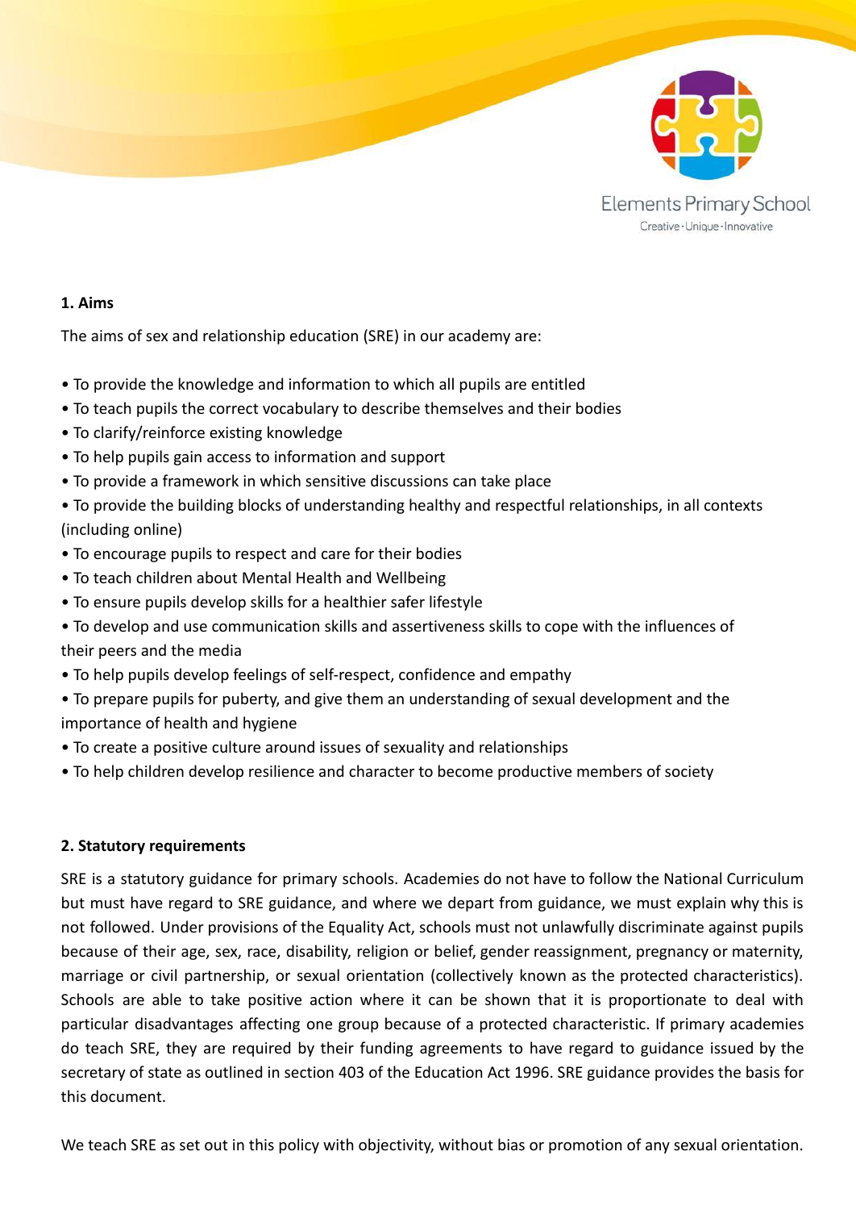## 1. Aims

The aims of sex and relationship education (SRE) in our academy are:

- To provide the knowledge and information to which all pupils are entitled
- To teach pupils the correct vocabulary to describe themselves and their bodies
- To clarify/reinforce existing knowledge
- To help pupils gain access to information and support
- To provide a framework in which sensitive discussions can take place
- To provide the building blocks of understanding healthy and respectful relationships, in all contexts (including online)
- To encourage pupils to respect and care for their bodies
- To teach children about Mental Health and Wellbeing
- To ensure pupils develop skills for a healthier safer lifestyle
- To develop and use communication skills and assertiveness skills to cope with the influences of their peers and the media
- To help pupils develop feelings of self-respect, confidence and empathy
- To prepare pupils for puberty, and give them an understanding of sexual development and the importance of health and hygiene
- To create a positive culture around issues of sexuality and relationships
- To help children develop resilience and character to become productive members of society

## 2. Statutory requirements

SRE is a statutory guidance for primary schools. Academies do not have to follow the National Curriculum but must have regard to SRE guidance, and where we depart from guidance, we must explain why this is not followed. Under provisions of the Equality Act, schools must not unlawfully discriminate against pupils because of their age, sex, race, disability, religion or belief, gender reassignment, pregnancy or maternity, marriage or civil partnership, or sexual orientation (collectively known as the protected characteristics). Schools are able to take positive action where it can be shown that it is proportionate to deal with particular disadvantages affecting one group because of a protected characteristic. If primary academies do teach SRE, they are required by their funding agreements to have regard to guidance issued by the secretary of state as outlined in section 403 of the Education Act 1996. SRE guidance provides the basis for this document.

We teach SRE as set out in this policy with objectivity, without bias or promotion of any sexual orientation.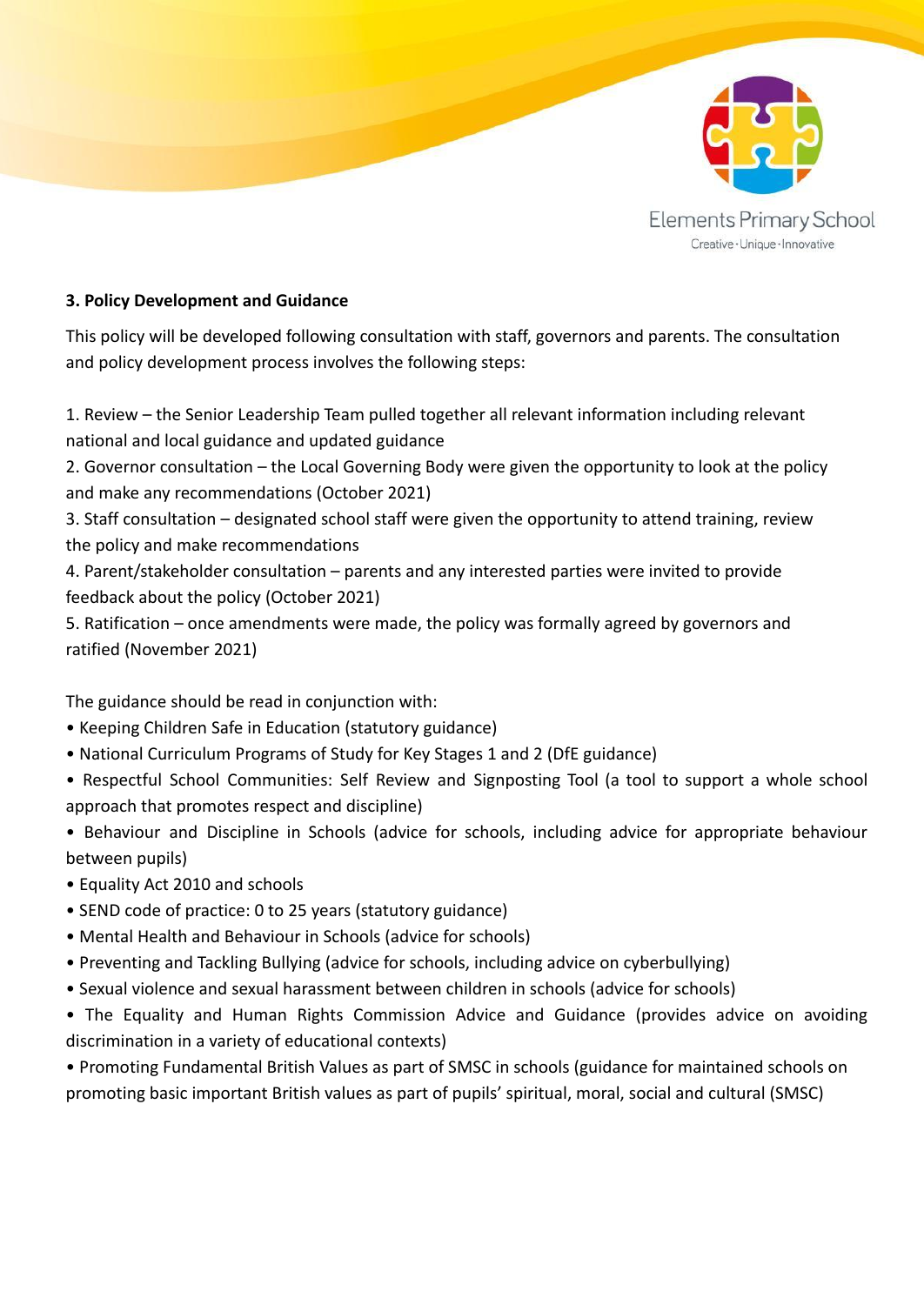**3. Policy Development and Guidance**

This policy will be developed following consultation with staff, governors and parents. The consultation and policy development process involves the following steps:

1. Review – the Senior Leadership Team pulled together all relevant information including relevant national and local guidance and updated guidance
2. Governor consultation – the Local Governing Body were given the opportunity to look at the policy and make any recommendations (October 2021)
3. Staff consultation – designated school staff were given the opportunity to attend training, review the policy and make recommendations
4. Parent/stakeholder consultation – parents and any interested parties were invited to provide feedback about the policy (October 2021)
5. Ratification – once amendments were made, the policy was formally agreed by governors and ratified (November 2021)

The guidance should be read in conjunction with:

- Keeping Children Safe in Education (statutory guidance)
- National Curriculum Programs of Study for Key Stages 1 and 2 (DfE guidance)
- Respectful School Communities: Self Review and Signposting Tool (a tool to support a whole school approach that promotes respect and discipline)
- Behaviour and Discipline in Schools (advice for schools, including advice for appropriate behaviour between pupils)
- Equality Act 2010 and schools
- SEND code of practice: 0 to 25 years (statutory guidance)
- Mental Health and Behaviour in Schools (advice for schools)
- Preventing and Tackling Bullying (advice for schools, including advice on cyberbullying)
- Sexual violence and sexual harassment between children in schools (advice for schools)
- The Equality and Human Rights Commission Advice and Guidance (provides advice on avoiding discrimination in a variety of educational contexts)
- Promoting Fundamental British Values as part of SMSC in schools (guidance for maintained schools on promoting basic important British values as part of pupils' spiritual, moral, social and cultural (SMSC)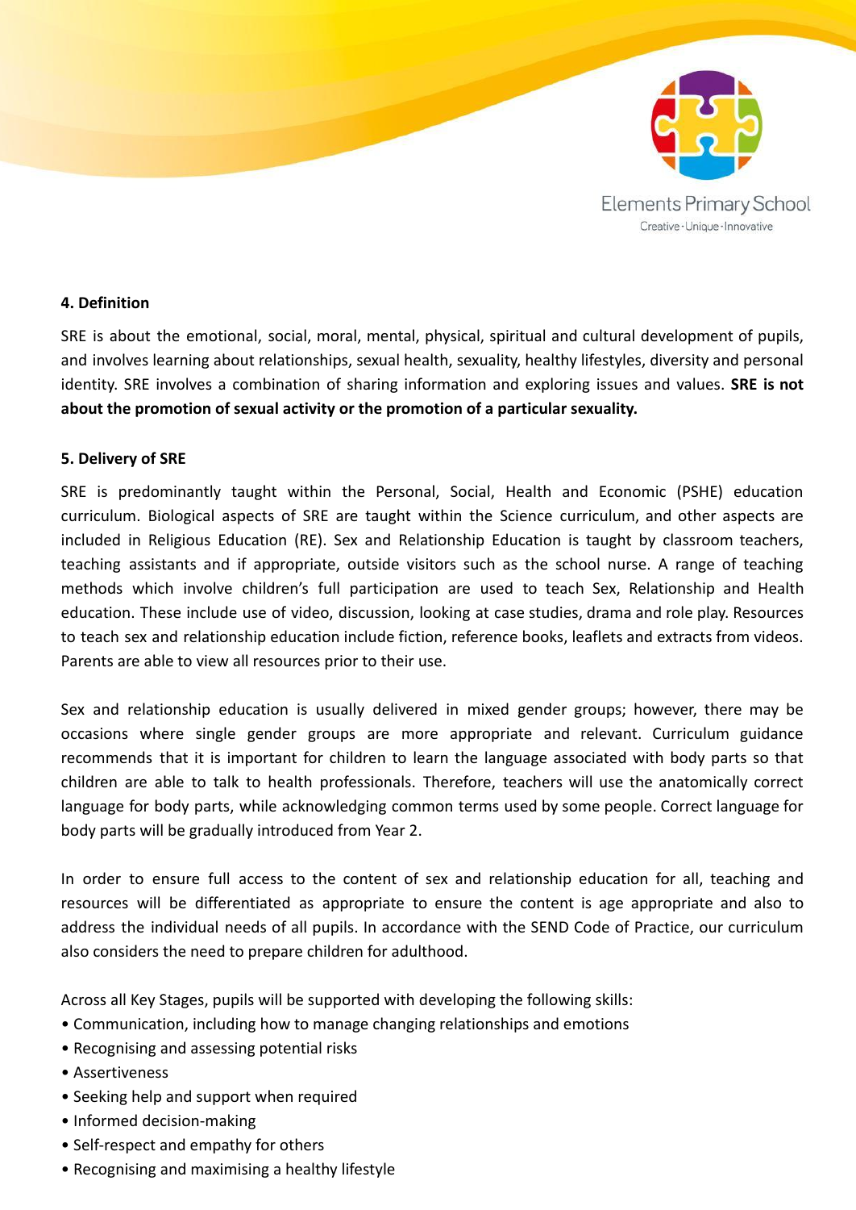**4. Definition**

SRE is about the emotional, social, moral, mental, physical, spiritual and cultural development of pupils, and involves learning about relationships, sexual health, sexuality, healthy lifestyles, diversity and personal identity. SRE involves a combination of sharing information and exploring issues and values. **SRE is not about the promotion of sexual activity or the promotion of a particular sexuality.**

**5. Delivery of SRE**

SRE is predominantly taught within the Personal, Social, Health and Economic (PSHE) education curriculum. Biological aspects of SRE are taught within the Science curriculum, and other aspects are included in Religious Education (RE). Sex and Relationship Education is taught by classroom teachers, teaching assistants and if appropriate, outside visitors such as the school nurse. A range of teaching methods which involve children's full participation are used to teach Sex, Relationship and Health education. These include use of video, discussion, looking at case studies, drama and role play. Resources to teach sex and relationship education include fiction, reference books, leaflets and extracts from videos. Parents are able to view all resources prior to their use.

Sex and relationship education is usually delivered in mixed gender groups; however, there may be occasions where single gender groups are more appropriate and relevant. Curriculum guidance recommends that it is important for children to learn the language associated with body parts so that children are able to talk to health professionals. Therefore, teachers will use the anatomically correct language for body parts, while acknowledging common terms used by some people. Correct language for body parts will be gradually introduced from Year 2.

In order to ensure full access to the content of sex and relationship education for all, teaching and resources will be differentiated as appropriate to ensure the content is age appropriate and also to address the individual needs of all pupils. In accordance with the SEND Code of Practice, our curriculum also considers the need to prepare children for adulthood.

Across all Key Stages, pupils will be supported with developing the following skills:

- Communication, including how to manage changing relationships and emotions
- Recognising and assessing potential risks
- Assertiveness
- Seeking help and support when required
- Informed decision-making
- Self-respect and empathy for others
- Recognising and maximising a healthy lifestyle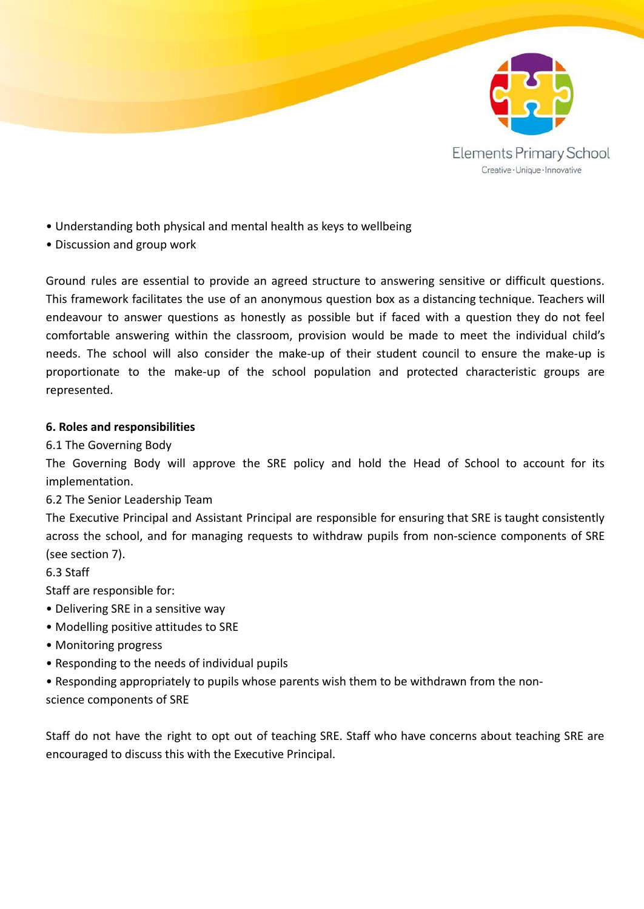- Understanding both physical and mental health as keys to wellbeing
- Discussion and group work

Ground rules are essential to provide an agreed structure to answering sensitive or difficult questions. This framework facilitates the use of an anonymous question box as a distancing technique. Teachers will endeavour to answer questions as honestly as possible but if faced with a question they do not feel comfortable answering within the classroom, provision would be made to meet the individual child's needs. The school will also consider the make-up of their student council to ensure the make-up is proportionate to the make-up of the school population and protected characteristic groups are represented.

**6. Roles and responsibilities**

6.1 The Governing Body

The Governing Body will approve the SRE policy and hold the Head of School to account for its implementation.

6.2 The Senior Leadership Team

The Executive Principal and Assistant Principal are responsible for ensuring that SRE is taught consistently across the school, and for managing requests to withdraw pupils from non-science components of SRE (see section 7).

6.3 Staff

Staff are responsible for:

- Delivering SRE in a sensitive way
- Modelling positive attitudes to SRE
- Monitoring progress
- Responding to the needs of individual pupils
- Responding appropriately to pupils whose parents wish them to be withdrawn from the non-science components of SRE

Staff do not have the right to opt out of teaching SRE. Staff who have concerns about teaching SRE are encouraged to discuss this with the Executive Principal.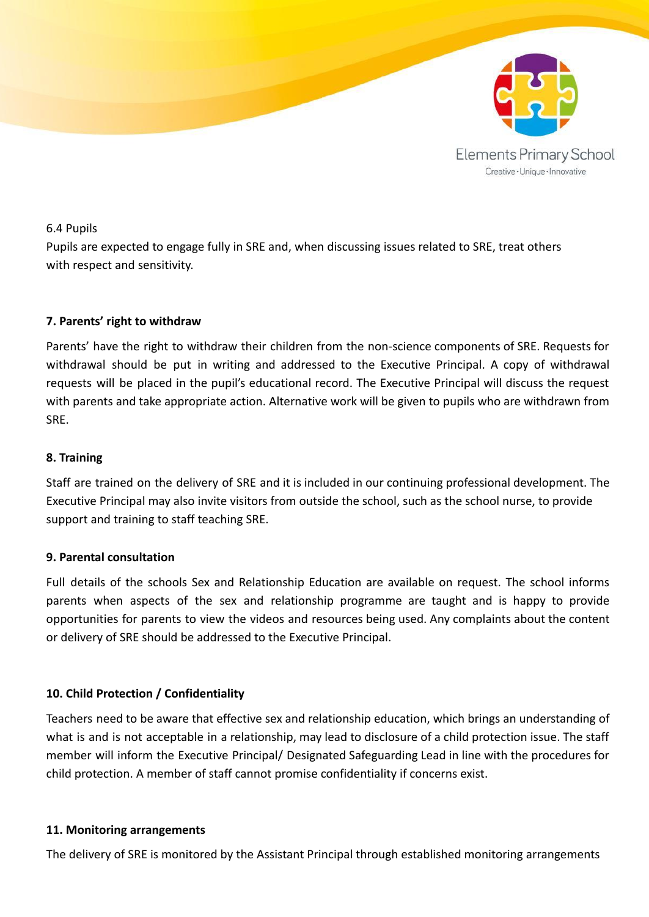6.4 Pupils

Pupils are expected to engage fully in SRE and, when discussing issues related to SRE, treat others with respect and sensitivity.

**7. Parents' right to withdraw**

Parents' have the right to withdraw their children from the non-science components of SRE. Requests for withdrawal should be put in writing and addressed to the Executive Principal. A copy of withdrawal requests will be placed in the pupil's educational record. The Executive Principal will discuss the request with parents and take appropriate action. Alternative work will be given to pupils who are withdrawn from SRE.

**8. Training**

Staff are trained on the delivery of SRE and it is included in our continuing professional development. The Executive Principal may also invite visitors from outside the school, such as the school nurse, to provide support and training to staff teaching SRE.

**9. Parental consultation**

Full details of the schools Sex and Relationship Education are available on request. The school informs parents when aspects of the sex and relationship programme are taught and is happy to provide opportunities for parents to view the videos and resources being used. Any complaints about the content or delivery of SRE should be addressed to the Executive Principal.

**10. Child Protection / Confidentiality**

Teachers need to be aware that effective sex and relationship education, which brings an understanding of what is and is not acceptable in a relationship, may lead to disclosure of a child protection issue. The staff member will inform the Executive Principal/ Designated Safeguarding Lead in line with the procedures for child protection. A member of staff cannot promise confidentiality if concerns exist.

**11. Monitoring arrangements**

The delivery of SRE is monitored by the Assistant Principal through established monitoring arrangements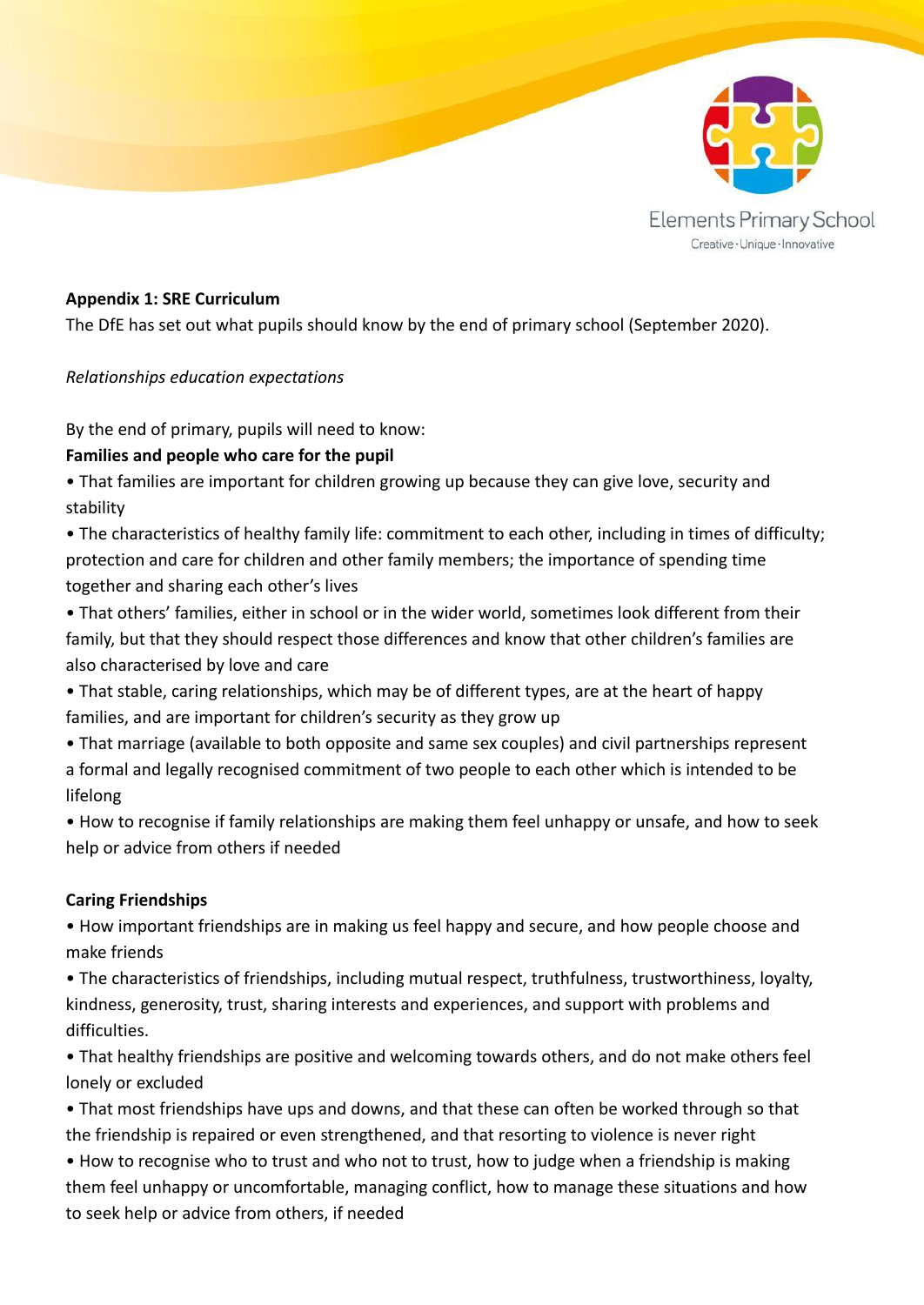**Appendix 1: SRE Curriculum**

The DfE has set out what pupils should know by the end of primary school (September 2020).

*Relationships education expectations*

By the end of primary, pupils will need to know:

**Families and people who care for the pupil**

- That families are important for children growing up because they can give love, security and stability
- The characteristics of healthy family life: commitment to each other, including in times of difficulty; protection and care for children and other family members; the importance of spending time together and sharing each other's lives
- That others' families, either in school or in the wider world, sometimes look different from their family, but that they should respect those differences and know that other children's families are also characterised by love and care
- That stable, caring relationships, which may be of different types, are at the heart of happy families, and are important for children's security as they grow up
- That marriage (available to both opposite and same sex couples) and civil partnerships represent a formal and legally recognised commitment of two people to each other which is intended to be lifelong
- How to recognise if family relationships are making them feel unhappy or unsafe, and how to seek help or advice from others if needed

**Caring Friendships**

- How important friendships are in making us feel happy and secure, and how people choose and make friends
- The characteristics of friendships, including mutual respect, truthfulness, trustworthiness, loyalty, kindness, generosity, trust, sharing interests and experiences, and support with problems and difficulties.
- That healthy friendships are positive and welcoming towards others, and do not make others feel lonely or excluded
- That most friendships have ups and downs, and that these can often be worked through so that the friendship is repaired or even strengthened, and that resorting to violence is never right
- How to recognise who to trust and who not to trust, how to judge when a friendship is making them feel unhappy or uncomfortable, managing conflict, how to manage these situations and how to seek help or advice from others, if needed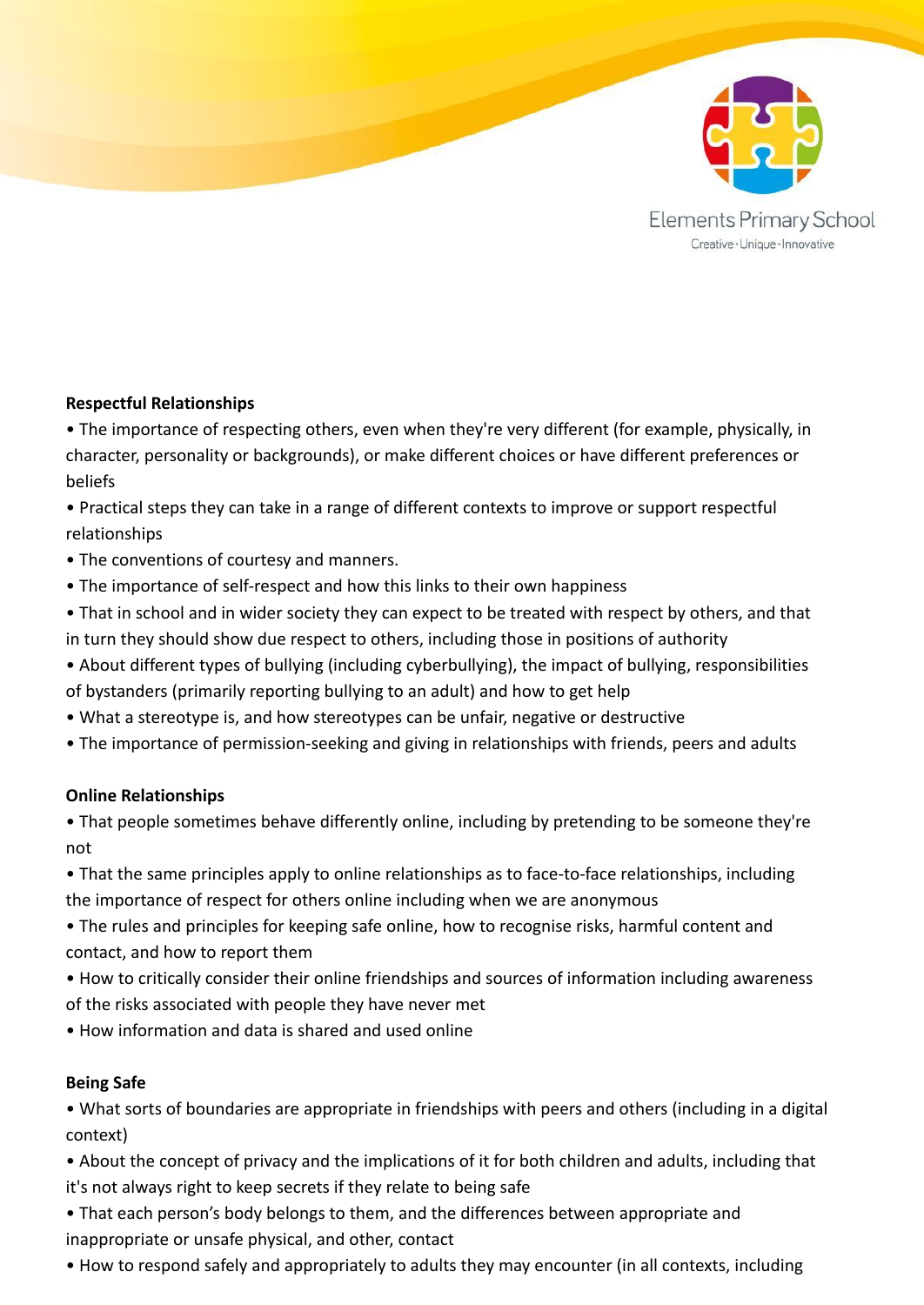**Respectful Relationships**

• The importance of respecting others, even when they're very different (for example, physically, in character, personality or backgrounds), or make different choices or have different preferences or beliefs

• Practical steps they can take in a range of different contexts to improve or support respectful relationships

• The conventions of courtesy and manners.

• The importance of self-respect and how this links to their own happiness

• That in school and in wider society they can expect to be treated with respect by others, and that in turn they should show due respect to others, including those in positions of authority

• About different types of bullying (including cyberbullying), the impact of bullying, responsibilities of bystanders (primarily reporting bullying to an adult) and how to get help

• What a stereotype is, and how stereotypes can be unfair, negative or destructive

• The importance of permission-seeking and giving in relationships with friends, peers and adults

**Online Relationships**

• That people sometimes behave differently online, including by pretending to be someone they're not

• That the same principles apply to online relationships as to face-to-face relationships, including the importance of respect for others online including when we are anonymous

• The rules and principles for keeping safe online, how to recognise risks, harmful content and contact, and how to report them

• How to critically consider their online friendships and sources of information including awareness of the risks associated with people they have never met

• How information and data is shared and used online

**Being Safe**

• What sorts of boundaries are appropriate in friendships with peers and others (including in a digital context)

• About the concept of privacy and the implications of it for both children and adults, including that it's not always right to keep secrets if they relate to being safe

• That each person's body belongs to them, and the differences between appropriate and inappropriate or unsafe physical, and other, contact

• How to respond safely and appropriately to adults they may encounter (in all contexts, including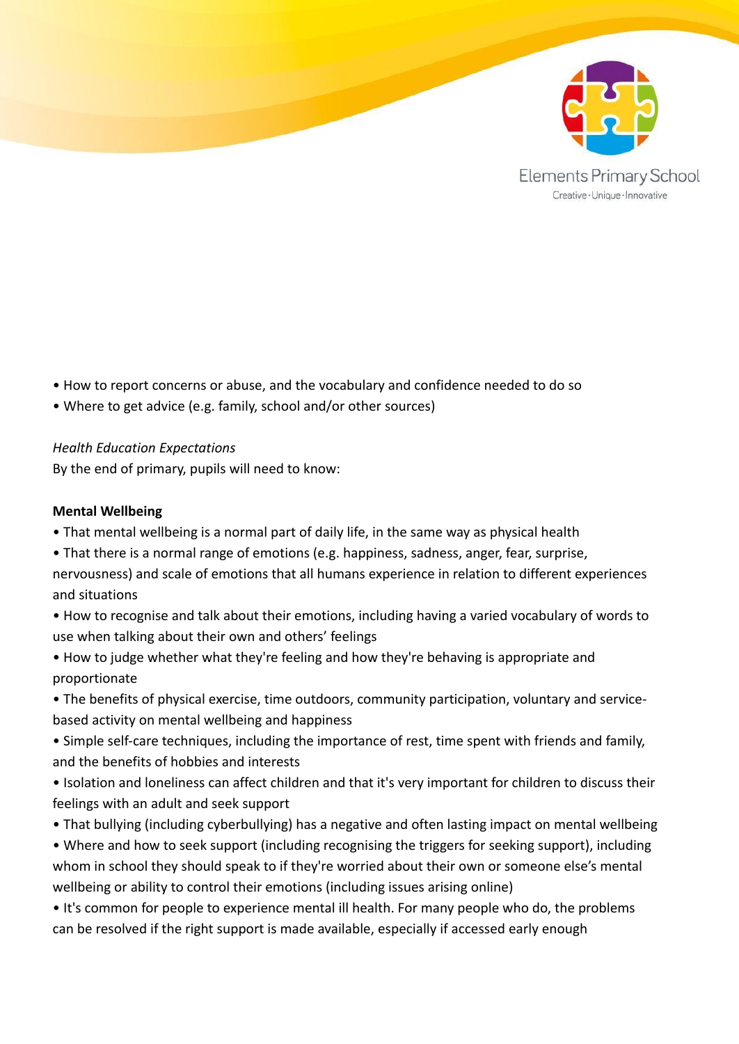- How to report concerns or abuse, and the vocabulary and confidence needed to do so
- Where to get advice (e.g. family, school and/or other sources)

*Health Education Expectations*

By the end of primary, pupils will need to know:

**Mental Wellbeing**

- That mental wellbeing is a normal part of daily life, in the same way as physical health
- That there is a normal range of emotions (e.g. happiness, sadness, anger, fear, surprise, nervousness) and scale of emotions that all humans experience in relation to different experiences and situations
- How to recognise and talk about their emotions, including having a varied vocabulary of words to use when talking about their own and others' feelings
- How to judge whether what they're feeling and how they're behaving is appropriate and proportionate
- The benefits of physical exercise, time outdoors, community participation, voluntary and service-based activity on mental wellbeing and happiness
- Simple self-care techniques, including the importance of rest, time spent with friends and family, and the benefits of hobbies and interests
- Isolation and loneliness can affect children and that it's very important for children to discuss their feelings with an adult and seek support
- That bullying (including cyberbullying) has a negative and often lasting impact on mental wellbeing
- Where and how to seek support (including recognising the triggers for seeking support), including whom in school they should speak to if they're worried about their own or someone else's mental wellbeing or ability to control their emotions (including issues arising online)
- It's common for people to experience mental ill health. For many people who do, the problems can be resolved if the right support is made available, especially if accessed early enough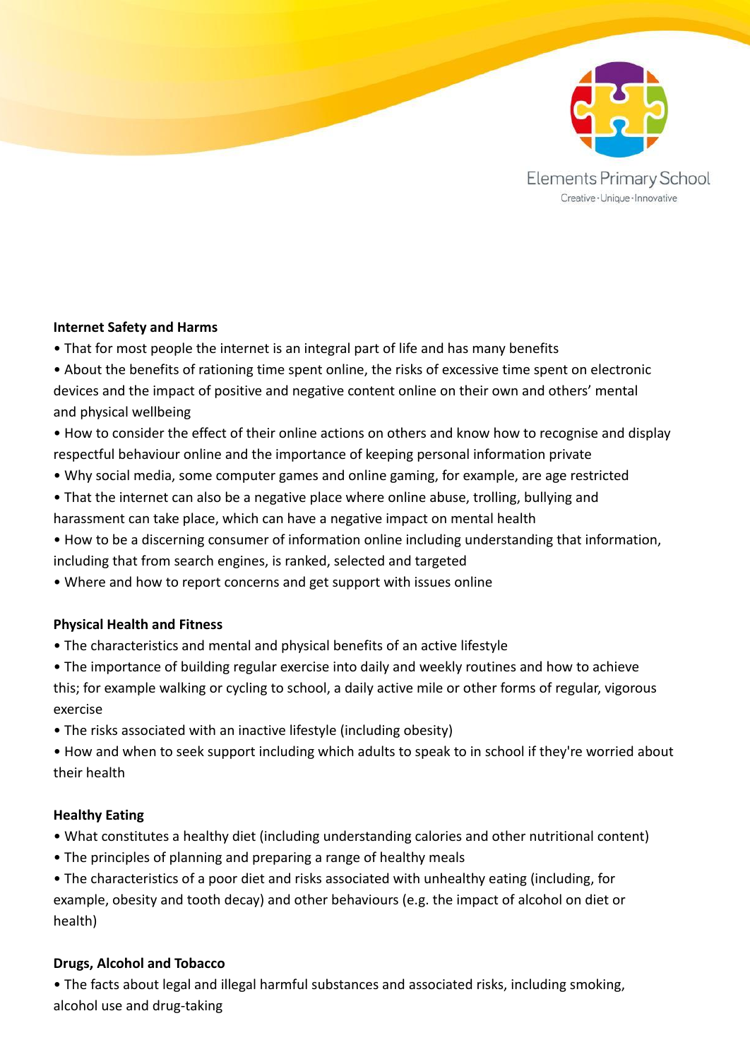### Internet Safety and Harms

- That for most people the internet is an integral part of life and has many benefits
- About the benefits of rationing time spent online, the risks of excessive time spent on electronic devices and the impact of positive and negative content online on their own and others' mental and physical wellbeing
- How to consider the effect of their online actions on others and know how to recognise and display respectful behaviour online and the importance of keeping personal information private
- Why social media, some computer games and online gaming, for example, are age restricted
- That the internet can also be a negative place where online abuse, trolling, bullying and harassment can take place, which can have a negative impact on mental health
- How to be a discerning consumer of information online including understanding that information, including that from search engines, is ranked, selected and targeted
- Where and how to report concerns and get support with issues online

### Physical Health and Fitness

- The characteristics and mental and physical benefits of an active lifestyle
- The importance of building regular exercise into daily and weekly routines and how to achieve this; for example walking or cycling to school, a daily active mile or other forms of regular, vigorous exercise
- The risks associated with an inactive lifestyle (including obesity)
- How and when to seek support including which adults to speak to in school if they're worried about their health

### Healthy Eating

- What constitutes a healthy diet (including understanding calories and other nutritional content)
- The principles of planning and preparing a range of healthy meals
- The characteristics of a poor diet and risks associated with unhealthy eating (including, for example, obesity and tooth decay) and other behaviours (e.g. the impact of alcohol on diet or health)

### Drugs, Alcohol and Tobacco

- The facts about legal and illegal harmful substances and associated risks, including smoking, alcohol use and drug-taking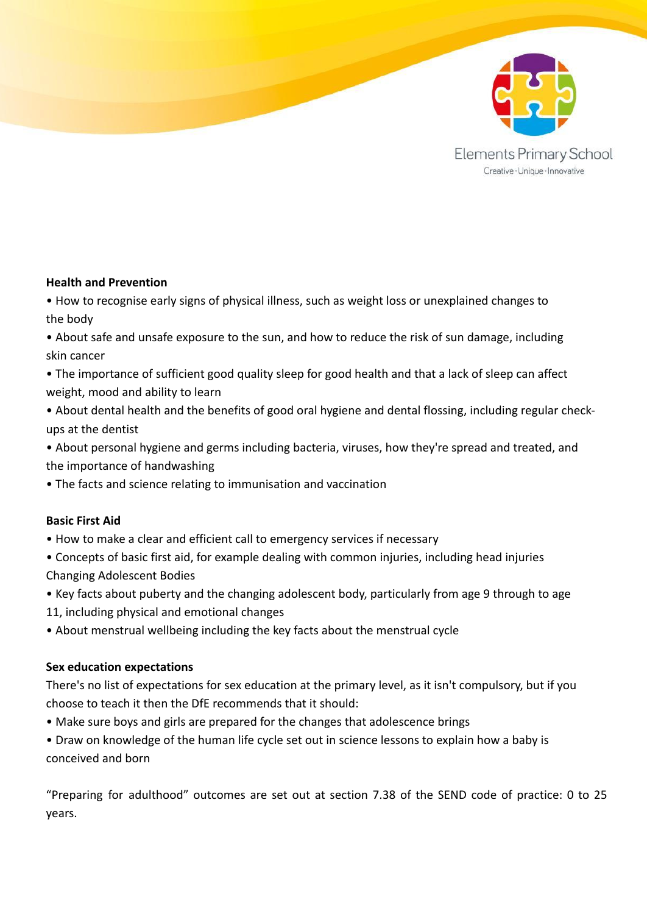**Health and Prevention**

- How to recognise early signs of physical illness, such as weight loss or unexplained changes to the body
- About safe and unsafe exposure to the sun, and how to reduce the risk of sun damage, including skin cancer
- The importance of sufficient good quality sleep for good health and that a lack of sleep can affect weight, mood and ability to learn
- About dental health and the benefits of good oral hygiene and dental flossing, including regular check-ups at the dentist
- About personal hygiene and germs including bacteria, viruses, how they're spread and treated, and the importance of handwashing
- The facts and science relating to immunisation and vaccination

**Basic First Aid**

- How to make a clear and efficient call to emergency services if necessary
- Concepts of basic first aid, for example dealing with common injuries, including head injuries

Changing Adolescent Bodies

- Key facts about puberty and the changing adolescent body, particularly from age 9 through to age 11, including physical and emotional changes
- About menstrual wellbeing including the key facts about the menstrual cycle

**Sex education expectations**

There's no list of expectations for sex education at the primary level, as it isn't compulsory, but if you choose to teach it then the DfE recommends that it should:

- Make sure boys and girls are prepared for the changes that adolescence brings
- Draw on knowledge of the human life cycle set out in science lessons to explain how a baby is conceived and born

"Preparing for adulthood" outcomes are set out at section 7.38 of the SEND code of practice: 0 to 25 years.